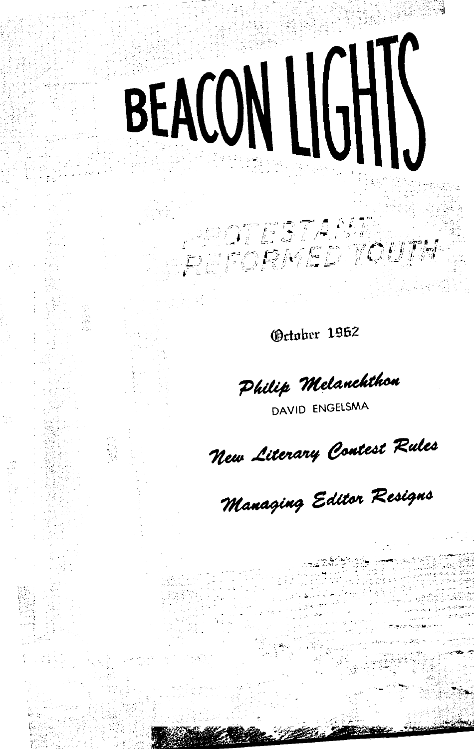# BEACON LIGHTS

PROTESTANT REFORMED YOUTH

October 1962

*Philip Melanchthon*

DAVID ENGELSMA

*New Literary Contest Rules*

*Managing Editor Resigns*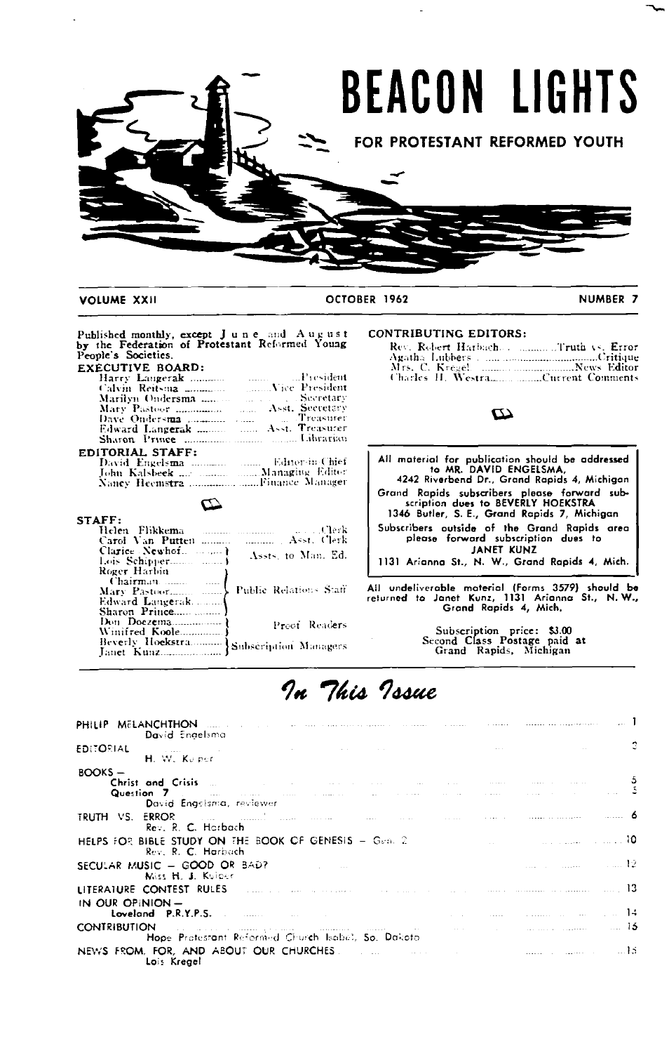# BEACON LIGHTS

## FOR PROTESTANT REFORMED YOUTH

VOLUME XXII — OCTOBER 1962 — NUMBER 7

Published monthly, except June and August by the Federation of Protestant Reformed Young People's Societies.

**EXECUTIVE BOARD:**

| | |
|---|---|
| Harry Langerak | President |
| Calvin Reitsma | Vice President |
| Marilyn Ondersma | Secretary |
| Mary Pastoor | Asst. Secretary |
| Dave Ondersma | Treasurer |
| Edward Langerak | Asst. Treasurer |
| Sharon Prince | Librarian |

**EDITORIAL STAFF:**

| | |
|---|---|
| David Engelsma | Editor-in-Chief |
| John Kalsbeek | Managing Editor |
| Nancy Heemstra | Finance Manager |

**STAFF:**

| | |
|---|---|
| Helen Flikkema | Clerk |
| Carol Van Putten | Asst. Clerk |
| Clarice Newhof, Lois Schipper | Assts. to Man. Ed. |
| Roger Harbin (Chairman), Mary Pastoor, Edward Langerak, Sharon Prince | Public Relations Staff |
| Don Doezema, Winifred Koole | Proof Readers |
| Beverly Hoekstra, Janet Kunz | Subscription Managers |

**CONTRIBUTING EDITORS:**

| | |
|---|---|
| Rev. Robert Harbach | Truth vs. Error |
| Agatha Lubbers | Critique |
| Mrs. C. Kregel | News Editor |
| Charles H. Westra | Current Comments |

All material for publication should be addressed to MR. DAVID ENGELSMA, 4242 Riverbend Dr., Grand Rapids 4, Michigan

Grand Rapids subscribers please forward subscription dues to BEVERLY HOEKSTRA 1346 Butler, S. E., Grand Rapids 7, Michigan

Subscribers outside of the Grand Rapids area please forward subscription dues to JANET KUNZ 1131 Arianna St., N. W., Grand Rapids 4, Mich.

All undeliverable material (Forms 3579) should be returned to Janet Kunz, 1131 Arianna St., N. W., Grand Rapids 4, Mich.

Subscription price: $3.00
Second Class Postage paid at Grand Rapids, Michigan

## In This Issue

| | |
|---|---|
| PHILIP MELANCHTHON — David Engelsma | 1 |
| EDITORIAL — H. W. Kuiper | 2 |
| BOOKS — Christ and Crisis | 5 |
| Question 7 — David Engelsma, reviewer | 5 |
| TRUTH VS. ERROR — Rev. R. C. Harbach | 6 |
| HELPS FOR BIBLE STUDY ON THE BOOK OF GENESIS — Gen. 2 — Rev. R. C. Harbach | 10 |
| SECULAR MUSIC — GOOD OR BAD? — Miss H. J. Kuiper | 12 |
| LITERATURE CONTEST RULES | 13 |
| IN OUR OPINION — Loveland P.R.Y.P.S. | 14 |
| CONTRIBUTION — Hope Protestant Reformed Church Isabel, So. Dakota | 15 |
| NEWS FROM, FOR, AND ABOUT OUR CHURCHES — Lois Kregel | 15 |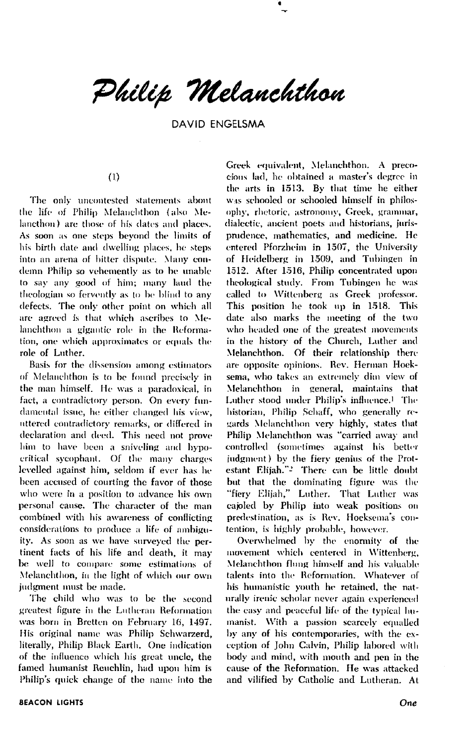# Philip Melanchthon

DAVID ENGELSMA

(1)

The only uncontested statements about the life of Philip Melanchthon (also Melancthon) are those of his dates and places. As soon as one steps beyond the limits of his birth date and dwelling places, he steps into an arena of bitter dispute. Many condemn Philip so vehemently as to be unable to say any good of him; many laud the theologian so fervently as to be blind to any defects. The only other point on which all are agreed is that which ascribes to Melanchthon a gigantic role in the Reformation, one which approximates or equals the role of Luther.

Basis for the dissension among estimators of Melanchthon is to be found precisely in the man himself. He was a paradoxical, in fact, a contradictory person. On every fundamental issue, he either changed his view, uttered contradictory remarks, or differed in declaration and deed. This need not prove him to have been a sniveling and hypocritical sycophant. Of the many charges levelled against him, seldom if ever has he been accused of courting the favor of those who were in a position to advance his own personal cause. The character of the man combined with his awareness of conflicting considerations to produce a life of ambiguity. As soon as we have surveyed the pertinent facts of his life and death, it may be well to compare some estimations of Melanchthon, in the light of which our own judgment must be made.

The child who was to be the second greatest figure in the Lutheran Reformation was born in Bretten on February 16, 1497. His original name was Philip Schwarzerd, literally, Philip Black Earth. One indication of the influence which his great uncle, the famed humanist Reuchlin, had upon him is Philip's quick change of the name into the Greek equivalent, Melanchthon. A precocious lad, he obtained a master's degree in the arts in 1513. By that time he either was schooled or schooled himself in philosophy, rhetoric, astronomy, Greek, grammar, dialectic, ancient poets and historians, jurisprudence, mathematics, and medicine. He entered Pforzheim in 1507, the University of Heidelberg in 1509, and Tubingen in 1512. After 1516, Philip concentrated upon theological study. From Tubingen he was called to Wittenberg as Greek professor. This position he took up in 1518. This date also marks the meeting of the two who headed one of the greatest movements in the history of the Church, Luther and Melanchthon. Of their relationship there are opposite opinions. Rev. Herman Hoeksema, who takes an extremely dim view of Melanchthon in general, maintains that Luther stood under Philip's influence.[1] The historian, Philip Schaff, who generally regards Melanchthon very highly, states that Philip Melanchthon was "carried away and controlled (sometimes against his better judgment) by the fiery genius of the Protestant Elijah."[2] There can be little doubt but that the dominating figure was the "fiery Elijah," Luther. That Luther was cajoled by Philip into weak positions on predestination, as is Rev. Hoeksema's contention, is highly probable, however.

Overwhelmed by the enormity of the movement which centered in Wittenberg, Melanchthon flung himself and his valuable talents into the Reformation. Whatever of his humanistic youth he retained, the naturally irenic scholar never again experienced the easy and peaceful life of the typical humanist. With a passion scarcely equalled by any of his contemporaries, with the exception of John Calvin, Philip labored with body and mind, with mouth and pen in the cause of the Reformation. He was attacked and vilified by Catholic and Lutheran. At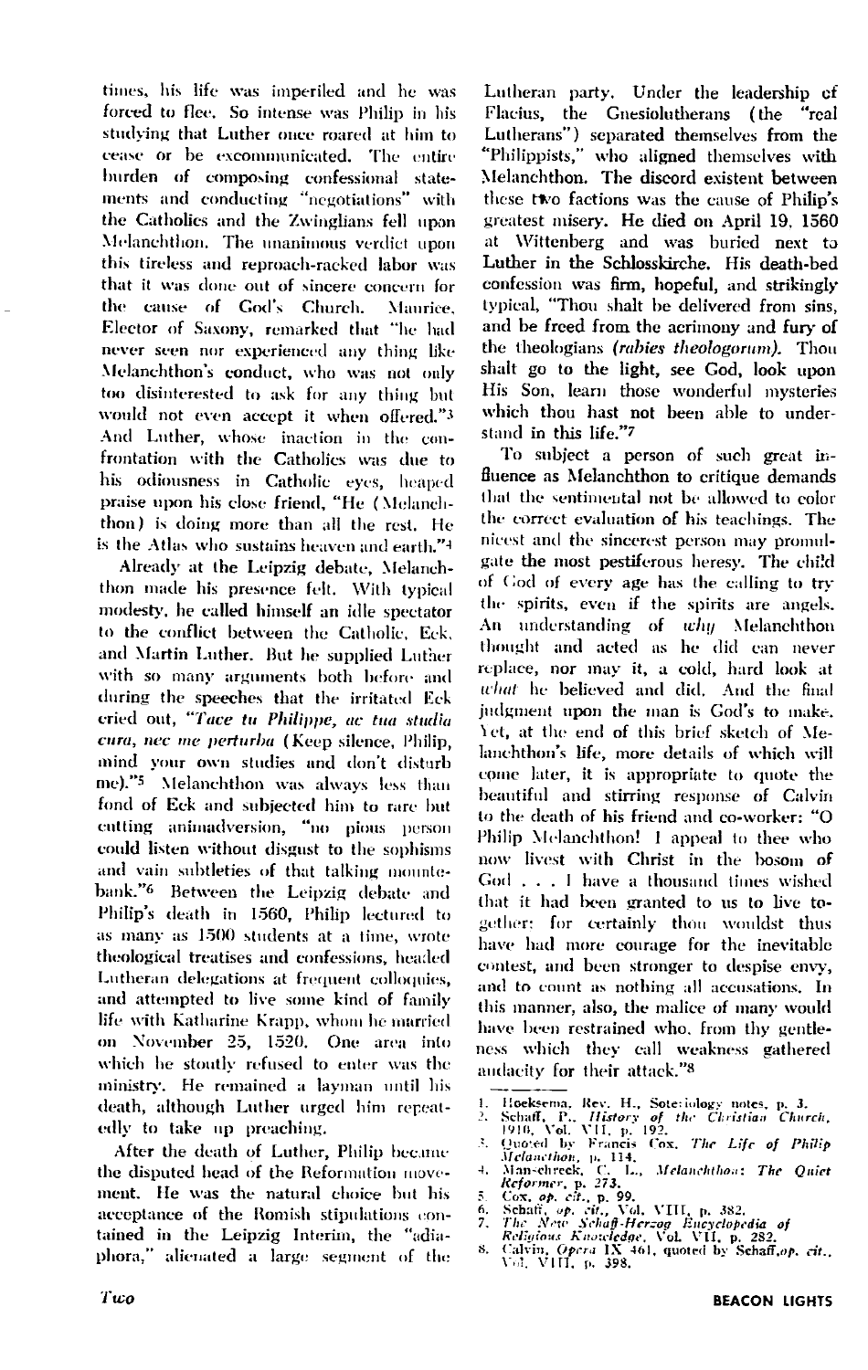times, his life was imperiled and he was forced to flee. So intense was Philip in his studying that Luther once roared at him to cease or be excommunicated. The entire burden of composing confessional statements and conducting "negotiations" with the Catholics and the Zwinglians fell upon Melanchthon. The unanimous verdict upon this tireless and reproach-racked labor was that it was done out of sincere concern for the cause of God's Church. Maurice, Elector of Saxony, remarked that "he had never seen nor experienced any thing like Melanchthon's conduct, who was not only too disinterested to ask for any thing but would not even accept it when offered."[3] And Luther, whose inaction in the confrontation with the Catholics was due to his odiousness in Catholic eyes, heaped praise upon his close friend, "He (Melanchthon) is doing more than all the rest. He is the Atlas who sustains heaven and earth."[4]

Already at the Leipzig debate, Melanchthon made his presence felt. With typical modesty, he called himself an idle spectator to the conflict between the Catholic, Eck, and Martin Luther. But he supplied Luther with so many arguments both before and during the speeches that the irritated Eck cried out, "*Tace tu Philippe, ac tua studia cura, nec me perturba* (Keep silence, Philip, mind your own studies and don't disturb me)."[5] Melanchthon was always less than fond of Eck and subjected him to rare but cutting animadversion, "no pious person could listen without disgust to the sophisms and vain subtleties of that talking mountebank."[6] Between the Leipzig debate and Philip's death in 1560, Philip lectured to as many as 1500 students at a time, wrote theological treatises and confessions, headed Lutheran delegations at frequent colloquies, and attempted to live some kind of family life with Katharine Krapp, whom he married on November 25, 1520. One area into which he stoutly refused to enter was the ministry. He remained a layman until his death, although Luther urged him repeatedly to take up preaching.

After the death of Luther, Philip became the disputed head of the Reformation movement. He was the natural choice but his acceptance of the Romish stipulations contained in the Leipzig Interim, the "adiaphora," alienated a large segment of the Lutheran party. Under the leadership of Flacius, the Gnesiolutherans (the "real Lutherans") separated themselves from the "Philippists," who aligned themselves with Melanchthon. The discord existent between these two factions was the cause of Philip's greatest misery. He died on April 19, 1560 at Wittenberg and was buried next to Luther in the Schlosskirche. His death-bed confession was firm, hopeful, and strikingly typical, "Thou shalt be delivered from sins, and be freed from the acrimony and fury of the theologians (*rabies theologorum*). Thou shalt go to the light, see God, look upon His Son, learn those wonderful mysteries which thou hast not been able to understand in this life."[7]

To subject a person of such great influence as Melanchthon to critique demands that the sentimental not be allowed to color the correct evaluation of his teachings. The nicest and the sincerest person may promulgate the most pestiferous heresy. The child of God of every age has the calling to try the spirits, even if the spirits are angels. An understanding of *why* Melanchthon thought and acted as he did can never replace, nor may it, a cold, hard look at *what* he believed and did. And the final judgment upon the man is God's to make. Yet, at the end of this brief sketch of Melanchthon's life, more details of which will come later, it is appropriate to quote the beautiful and stirring response of Calvin to the death of his friend and co-worker: "O Philip Melanchthon! I appeal to thee who now livest with Christ in the bosom of God . . . I have a thousand times wished that it had been granted to us to live together: for certainly thou wouldst thus have had more courage for the inevitable contest, and been stronger to despise envy, and to count as nothing all accusations. In this manner, also, the malice of many would have been restrained who, from thy gentleness which they call weakness gathered audacity for their attack."[8]

---

1. Hoeksema, Rev. H., Soteriology notes, p. 3.
2. Schaff, P., *History of the Christian Church*, 1910, Vol. VII, p. 192.
3. Quoted by Francis Cox, *The Life of Philip Melanchthon*, p. 114.
4. Manschreck, C. L., *Melanchthon: The Quiet Reformer*, p. 273.
5. Cox, *op. cit.*, p. 99.
6. Schaff, *op. cit.*, Vol. VIII, p. 382.
7. *The New Schaff-Herzog Encyclopedia of Religious Knowledge*, Vol. VII, p. 282.
8. Calvin, *Opera* IX 461, quoted by Schaff, *op. cit.*, Vol. VIII, p. 398.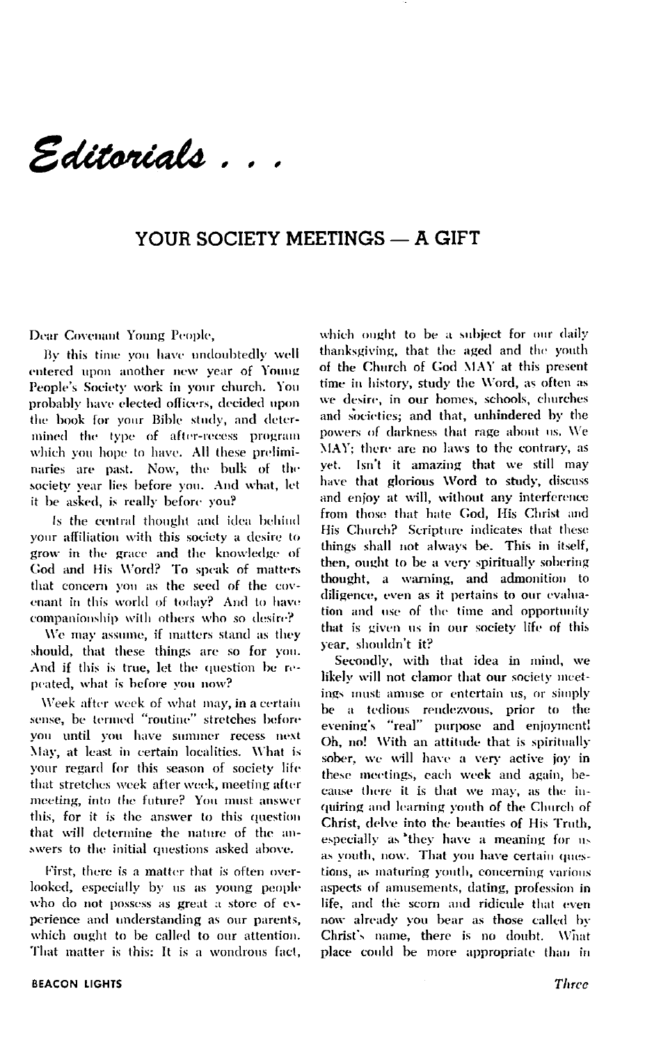# *Editorials . . .*

## YOUR SOCIETY MEETINGS — A GIFT

Dear Covenant Young People,

By this time you have undoubtedly well entered upon another new year of Young People's Society work in your church. You probably have elected officers, decided upon the book for your Bible study, and determined the type of after-recess program which you hope to have. All these preliminaries are past. Now, the bulk of the society year lies before you. And what, let it be asked, is really before you?

Is the central thought and idea behind your affiliation with this society a desire to grow in the grace and the knowledge of God and His Word? To speak of matters that concern you as the seed of the covenant in this world of today? And to have companionship with others who so desire?

We may assume, if matters stand as they should, that these things are so for you. And if this is true, let the question be repeated, what is before you now?

Week after week of what may, in a certain sense, be termed "routine" stretches before you until you have summer recess next May, at least in certain localities. What is your regard for this season of society life that stretches week after week, meeting after meeting, into the future? You must answer this, for it is the answer to this question that will determine the nature of the answers to the initial questions asked above.

First, there is a matter that is often overlooked, especially by us as young people who do not possess as great a store of experience and understanding as our parents, which ought to be called to our attention. That matter is this: It is a wondrous fact, which ought to be a subject for our daily thanksgiving, that the aged and the youth of the Church of God MAY at this present time in history, study the Word, as often as we desire, in our homes, schools, churches and societies; and that, unhindered by the powers of darkness that rage about us. We MAY; there are no laws to the contrary, as yet. Isn't it amazing that we still may have that glorious Word to study, discuss and enjoy at will, without any interference from those that hate God, His Christ and His Church? Scripture indicates that these things shall not always be. This in itself, then, ought to be a very spiritually sobering thought, a warning, and admonition to diligence, even as it pertains to our evaluation and use of the time and opportunity that is given us in our society life of this year, shouldn't it?

Secondly, with that idea in mind, we likely will not clamor that our society meetings must amuse or entertain us, or simply be a tedious rendezvous, prior to the evening's "real" purpose and enjoyment! Oh, no! With an attitude that is spiritually sober, we will have a very active joy in these meetings, each week and again, because there it is that we may, as the inquiring and learning youth of the Church of Christ, delve into the beauties of His Truth, especially as they have a meaning for us as youth, now. That you have certain questions, as maturing youth, concerning various aspects of amusements, dating, profession in life, and the scorn and ridicule that even now already you bear as those called by Christ's name, there is no doubt. What place could be more appropriate than in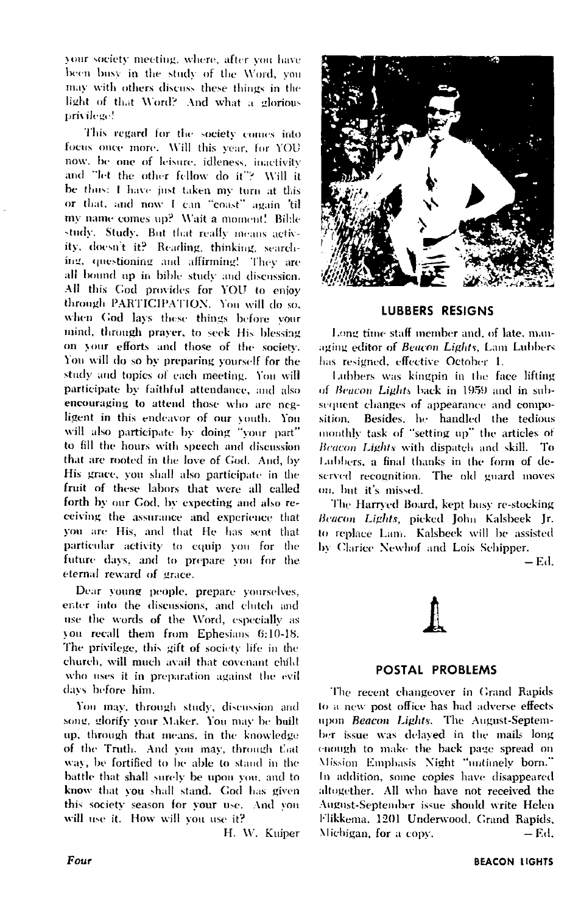your society meeting, where, after you have been busy in the study of the Word, you may with others discuss these things in the light of that Word? And what a glorious privilege!

This regard for the society comes into focus once more. Will this year, for YOU now, be one of leisure, idleness, inactivity and "let the other fellow do it"? Will it be thus: I have just taken my turn at this or that, and now I can "coast" again 'til my name comes up? Wait a moment! Bible study. Study. But that really means activity, doesn't it? Reading, thinking, searching, questioning and affirming! They are all bound up in bible study and discussion. All this God provides for YOU to enjoy through PARTICIPATION. You will do so, when God lays these things before your mind, through prayer, to seek His blessing on your efforts and those of the society. You will do so by preparing yourself for the study and topics of each meeting. You will participate by faithful attendance, and also encouraging to attend those who are negligent in this endeavor of our youth. You will also participate by doing "your part" to fill the hours with speech and discussion that are rooted in the love of God. And, by His grace, you shall also participate in the fruit of these labors that were all called forth by our God, by expecting and also receiving the assurance and experience that you are His, and that He has sent that particular activity to equip you for the future days, and to prepare you for the eternal reward of grace.

Dear young people, prepare yourselves, enter into the discussions, and clutch and use the words of the Word, especially as you recall them from Ephesians 6:10-18. The privilege, this gift of society life in the church, will much avail that covenant child who uses it in preparation against the evil days before him.

You may, through study, discussion and song, glorify your Maker. You may be built up, through that means, in the knowledge of the Truth. And you may, through that way, be fortified to be able to stand in the battle that shall surely be upon you, and to know that you shall stand. God has given this society season for your use. And you will use it. How will you use it?

H. W. Kuiper

## LUBBERS RESIGNS

Long time staff member and, of late, managing editor of *Beacon Lights*, Lam Lubbers has resigned, effective October 1.

Lubbers was kingpin in the face lifting of *Beacon Lights* back in 1959 and in subsequent changes of appearance and composition. Besides, he handled the tedious monthly task of "setting up" the articles of *Beacon Lights* with dispatch and skill. To Lubbers, a final thanks in the form of deserved recognition. The old guard moves on, but it's missed.

The Harryed Board, kept busy re-stocking *Beacon Lights*, picked John Kalsbeek Jr. to replace Lam. Kalsbeek will be assisted by Clarice Newhof and Lois Schipper.

— Ed.

## POSTAL PROBLEMS

The recent changeover in Grand Rapids to a new post office has had adverse effects upon *Beacon Lights*. The August-September issue was delayed in the mails long enough to make the back page spread on Mission Emphasis Night "untimely born." In addition, some copies have disappeared altogether. All who have not received the August-September issue should write Helen Flikkema, 1201 Underwood, Grand Rapids, Michigan, for a copy.

— Ed.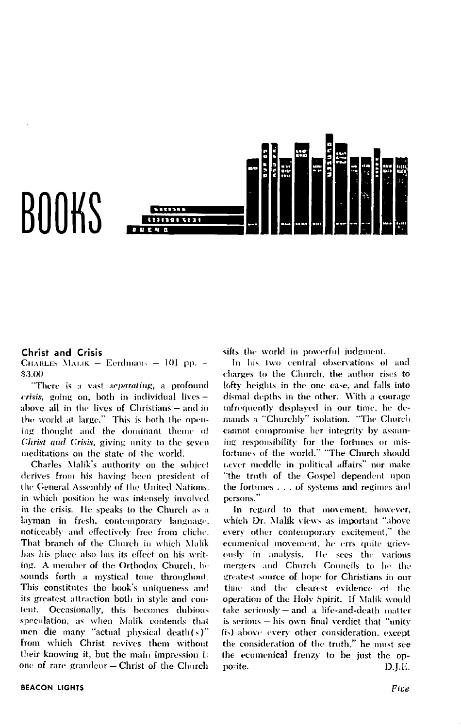# BOOKS

## Christ and Crisis

Charles Malik — Eerdmans — 101 pp. — $3.00

"There is a vast *separating*, a profound *crisis*, going on, both in individual lives — above all in the lives of Christians — and in the world at large." This is both the opening thought and the dominant theme of *Christ and Crisis*, giving unity to the seven meditations on the state of the world.

Charles Malik's authority on the subject derives from his having been president of the General Assembly of the United Nations, in which position he was intensely involved in the crisis. He speaks to the Church as a layman in fresh, contemporary language, noticeably and effectively free from cliche. That branch of the Church in which Malik has his place also has its effect on his writing. A member of the Orthodox Church, he sounds forth a mystical tone throughout. This constitutes the book's uniqueness and its greatest attraction both in style and content. Occasionally, this becomes dubious speculation, as when Malik contends that men die many "actual physical death(s)" from which Christ revives them without their knowing it, but the main impression is one of rare grandeur — Christ of the Church sifts the world in powerful judgment.

In his two central observations of and charges to the Church, the author rises to lofty heights in the one case, and falls into dismal depths in the other. With a courage infrequently displayed in our time, he demands a "Churchly" isolation. "The Church cannot compromise her integrity by assuming responsibility for the fortunes or misfortunes of the world." "The Church should never meddle in political affairs" nor make "the truth of the Gospel dependent upon the fortunes . . . of systems and regimes and persons."

In regard to that movement, however, which Dr. Malik views as important "above every other contemporary excitement," the ecumenical movement, he errs quite grievously in analysis. He sees the various mergers and Church Councils to be the greatest source of hope for Christians in our time and the clearest evidence of the operation of the Holy Spirit. If Malik would take seriously — and a life-and-death matter is serious — his own final verdict that "unity (is) above every other consideration, except the consideration of the truth," he must see the ecumenical frenzy to be just the opposite.

D.J.E.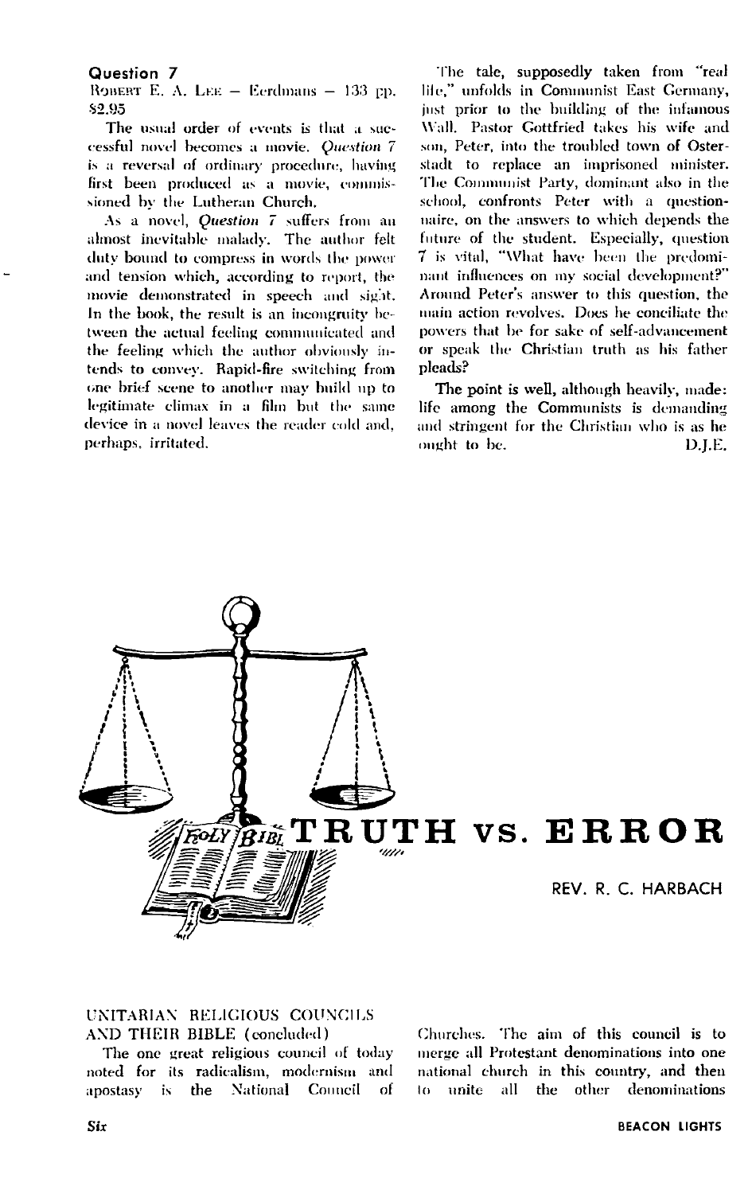### Question 7

ROBERT E. A. LEE — Eerdmans — 133 pp. $2.95

The usual order of events is that a successful novel becomes a movie. *Question 7* is a reversal of ordinary procedure, having first been produced as a movie, commissioned by the Lutheran Church.

As a novel, *Question 7* suffers from an almost inevitable malady. The author felt duty bound to compress in words the power and tension which, according to report, the movie demonstrated in speech and sight. In the book, the result is an incongruity between the actual feeling communicated and the feeling which the author obviously intends to convey. Rapid-fire switching from one brief scene to another may build up to legitimate climax in a film but the same device in a novel leaves the reader cold and, perhaps, irritated.

The tale, supposedly taken from "real life," unfolds in Communist East Germany, just prior to the building of the infamous Wall. Pastor Gottfried takes his wife and son, Peter, into the troubled town of Osterstadt to replace an imprisoned minister. The Communist Party, dominant also in the school, confronts Peter with a questionnaire, on the answers to which depends the future of the student. Especially, question 7 is vital, "What have been the predominant influences on my social development?" Around Peter's answer to this question, the main action revolves. Does he conciliate the powers that be for sake of self-advancement or speak the Christian truth as his father pleads?

The point is well, although heavily, made: life among the Communists is demanding and stringent for the Christian who is as he ought to be.

D.J.E.

# TRUTH vs. ERROR

REV. R. C. HARBACH

## UNITARIAN RELIGIOUS COUNCILS AND THEIR BIBLE (concluded)

The one great religious council of today noted for its radicalism, modernism and apostasy is the National Council of Churches. The aim of this council is to merge all Protestant denominations into one national church in this country, and then to unite all the other denominations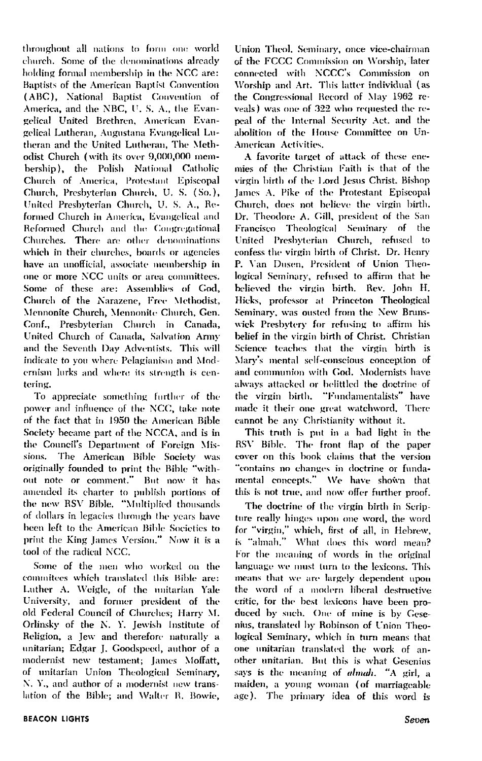throughout all nations to form one world church. Some of the denominations already holding formal membership in the NCC are: Baptists of the American Baptist Convention (ABC), National Baptist Convention of America, and the NBC, U. S. A., the Evangelical United Brethren, American Evangelical Lutheran, Augustana Evangelical Lutheran and the United Lutheran, The Methodist Church (with its over 9,000,000 membership), the Polish National Catholic Church of America, Protestant Episcopal Church, Presbyterian Church, U. S. (So.), United Presbyterian Church, U. S. A., Reformed Church in America, Evangelical and Reformed Church and the Congregational Churches. There are other denominations which in their churches, boards or agencies have an unofficial, associate membership in one or more NCC units or area committees. Some of these are: Assemblies of God, Church of the Nazarene, Free Methodist, Mennonite Church, Mennonite Church, Gen. Conf., Presbyterian Church in Canada, United Church of Canada, Salvation Army and the Seventh Day Adventists. This will indicate to you where Pelagianism and Modernism lurks and where its strength is centering.

To appreciate something further of the power and influence of the NCC, take note of the fact that in 1950 the American Bible Society became part of the NCCA, and is in the Council's Department of Foreign Missions. The American Bible Society was originally founded to print the Bible "without note or comment." But now it has amended its charter to publish portions of the new RSV Bible. "Multiplied thousands of dollars in legacies through the years have been left to the American Bible Societies to print the King James Version." Now it is a tool of the radical NCC.

Some of the men who worked on the commitees which translated this Bible are: Luther A. Weigle, of the unitarian Yale University, and former president of the old Federal Council of Churches; Harry M. Orlinsky of the N. Y. Jewish Institute of Religion, a Jew and therefore naturally a unitarian; Edgar J. Goodspeed, author of a modernist new testament; James Moffatt, of unitarian Union Theological Seminary, N. Y., and author of a modernist new translation of the Bible; and Walter R. Bowie, Union Theol. Seminary, once vice-chairman of the FCCC Commission on Worship, later connected with NCCC's Commission on Worship and Art. This latter individual (as the Congressional Record of May 1962 reveals) was one of 322 who requested the repeal of the Internal Security Act, and the abolition of the House Committee on Un-American Activities.

A favorite target of attack of these enemies of the Christian Faith is that of the virgin birth of the Lord Jesus Christ. Bishop James A. Pike of the Protestant Episcopal Church, does not believe the virgin birth. Dr. Theodore A. Gill, president of the San Francisco Theological Seminary of the United Presbyterian Church, refused to confess the virgin birth of Christ. Dr. Henry P. Van Dusen, President of Union Theological Seminary, refused to affirm that he believed the virgin birth. Rev. John H. Hicks, professor at Princeton Theological Seminary, was ousted from the New Brunswick Presbytery for refusing to affirm his belief in the virgin birth of Christ. Christian Science teaches that the virgin birth is Mary's mental self-conscious conception of and communion with God. Modernists have always attacked or belittled the doctrine of the virgin birth. "Fundamentalists" have made it their one great watchword. There cannot be any Christianity without it.

This truth is put in a bad light in the RSV Bible. The front flap of the paper cover on this book claims that the version "contains no changes in doctrine or fundamental concepts." We have shown that this is not true, and now offer further proof.

The doctrine of the virgin birth in Scripture really hinges upon one word, the word for "virgin," which, first of all, in Hebrew, is "almah." What does this word mean? For the meaning of words in the original language we must turn to the lexicons. This means that we are largely dependent upon the word of a modern liberal destructive critic, for the best lexicons have been produced by such. One of mine is by Gesenius, translated by Robinson of Union Theological Seminary, which in turn means that one unitarian translated the work of another unitarian. But this is what Gesenius says is the meaning of *almah*. "A girl, a maiden, a young woman (of marriageable age). The primary idea of this word is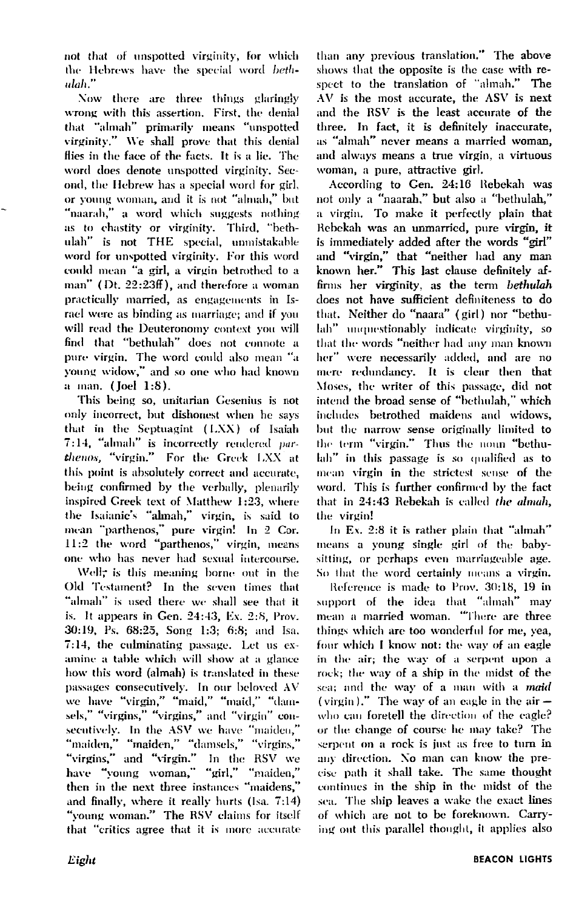not that of unspotted virginity, for which the Hebrews have the special word *bethulah*."

Now there are three things glaringly wrong with this assertion. First, the denial that "almah" primarily means "unspotted virginity." We shall prove that this denial flies in the face of the facts. It is a lie. The word does denote unspotted virginity. Second, the Hebrew has a special word for girl, or young woman, and it is not "almah," but "naarah," a word which suggests nothing as to chastity or virginity. Third, "bethulah" is not THE special, unmistakable word for unspotted virginity. For this word could mean "a girl, a virgin betrothed to a man" (Dt. 22:23ff), and therefore a woman practically married, as engagements in Israel were as binding as marriage; and if you will read the Deuteronomy context you will find that "bethulah" does not connote a pure virgin. The word could also mean "a young widow," and so one who had known a man. (Joel 1:8).

This being so, unitarian Gesenius is not only incorrect, but dishonest when he says that in the Septuagint (LXX) of Isaiah 7:14, "almah" is incorrectly rendered *parthenos*, "virgin." For the Greek LXX at this point is absolutely correct and accurate, being confirmed by the verbally, plenarily inspired Greek text of Matthew 1:23, where the Isaianic's "almah," virgin, is said to mean "parthenos," pure virgin! In 2 Cor. 11:2 the word "parthenos," virgin, means one who has never had sexual intercourse.

Well, is this meaning borne out in the Old Testament? In the seven times that "almah" is used there we shall see that it is. It appears in Gen. 24:43, Ex. 2:8, Prov. 30:19, Ps. 68:25, Song 1:3; 6:8; and Isa. 7:14, the culminating passage. Let us examine a table which will show at a glance how this word (almah) is translated in these passages consecutively. In our beloved AV we have "virgin," "maid," "maid," "damsels," "virgins," "virgins," and "virgin" consecutively. In the ASV we have "maiden," "maiden," "maiden," "damsels," "virgins," "virgins," and "virgin." In the RSV we have "young woman," "girl," "maiden," then in the next three instances "maidens," and finally, where it really hurts (Isa. 7:14) "young woman." The RSV claims for itself that "critics agree that it is more accurate than any previous translation." The above shows that the opposite is the case with respect to the translation of "almah." The AV is the most accurate, the ASV is next and the RSV is the least accurate of the three. In fact, it is definitely inaccurate, as "almah" never means a married woman, and always means a true virgin, a virtuous woman, a pure, attractive girl.

According to Gen. 24:16 Rebekah was not only a "naarah," but also a "bethulah," a virgin. To make it perfectly plain that Rebekah was an unmarried, pure virgin, it is immediately added after the words "girl" and "virgin," that "neither had any man known her." This last clause definitely affirms her virginity, as the term *bethulah* does not have sufficient definiteness to do that. Neither do "naara" (girl) nor "bethulah" unquestionably indicate virginity, so that the words "neither had any man known her" were necessarily added, and are no mere redundancy. It is clear then that Moses, the writer of this passage, did not intend the broad sense of "bethulah," which includes betrothed maidens and widows, but the narrow sense originally limited to the term "virgin." Thus the noun "bethulah" in this passage is so qualified as to mean virgin in the strictest sense of the word. This is further confirmed by the fact that in 24:43 Rebekah is called *the almah*, the virgin!

In Ex. 2:8 it is rather plain that "almah" means a young single girl of the baby-sitting, or perhaps even marriageable age. So that the word certainly means a virgin.

Reference is made to Prov. 30:18, 19 in support of the idea that "almah" may mean a married woman. "There are three things which are too wonderful for me, yea, four which I know not: the way of an eagle in the air; the way of a serpent upon a rock; the way of a ship in the midst of the sea; and the way of a man with a *maid* (virgin)." The way of an eagle in the air — who can foretell the direction of the eagle? or the change of course he may take? The serpent on a rock is just as free to turn in any direction. No man can know the precise path it shall take. The same thought continues in the ship in the midst of the sea. The ship leaves a wake the exact lines of which are not to be foreknown. Carrying out this parallel thought, it applies also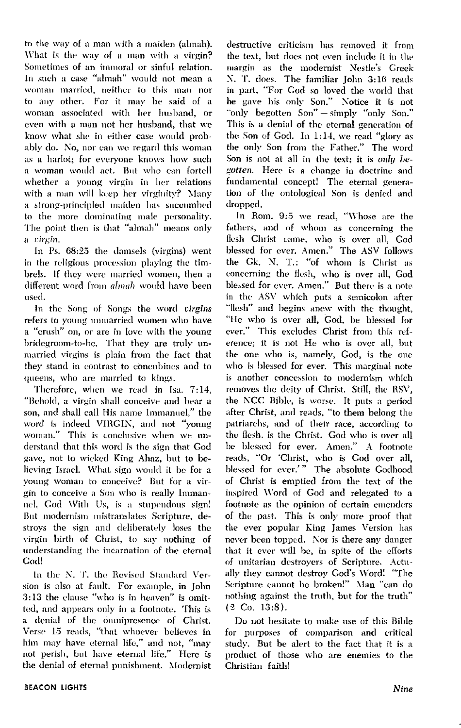to the way of a man with a maiden (almah). What is the way of a man with a virgin? Sometimes of an immoral or sinful relation. In such a case "almah" would not mean a woman married, neither to this man nor to any other. For it may be said of a woman associated with her husband, or even with a man not her husband, that we know what she in either case would probably do. No, nor can we regard this woman as a harlot; for everyone knows how such a woman would act. But who can foretell whether a young virgin in her relations with a man will keep her virginity? Many a strong-principled maiden has succumbed to the more dominating male personality. The point then is that "almah" means only a *virgin*.

In Ps. 68:25 the damsels (virgins) went in the religious procession playing the timbrels. If they were married women, then a different word from *almah* would have been used.

In the Song of Songs the word *virgins* refers to young unmarried women who have a "crush" on, or are in love with the young bridegroom-to-be. That they are truly unmarried virgins is plain from the fact that they stand in contrast to concubines and to queens, who are married to kings.

Therefore, when we read in Isa. 7:14, "Behold, a virgin shall conceive and bear a son, and shall call His name Immanuel," the word is indeed VIRGIN, and not "young woman." This is conclusive when we understand that this word is the sign that God gave, not to wicked King Ahaz, but to believing Israel. What sign would it be for a young woman to conceive? But for a virgin to conceive a Son who is really Immanuel, God With Us, is a stupendous sign! But modernism mistranslates Scripture, destroys the sign and deliberately loses the virgin birth of Christ, to say nothing of understanding the incarnation of the eternal God!

In the N. T. the Revised Standard Version is also at fault. For example, in John 3:13 the clause "who is in heaven" is omitted, and appears only in a footnote. This is a denial of the omnipresence of Christ. Verse 15 reads, "that whoever believes in him may have eternal life," and not, "may not perish, but have eternal life." Here is the denial of eternal punishment. Modernist destructive criticism has removed it from the text, but does not even include it in the margin as the modernist Nestle's Greek N. T. does. The familiar John 3:16 reads in part, "For God so loved the world that he gave his only Son." Notice it is not "only begotten Son" — simply "only Son." This is a denial of the eternal generation of the Son of God. In 1:14, we read "glory as the only Son from the Father." The word Son is not at all in the text; it is *only begotten*. Here is a change in doctrine and fundamental concept! The eternal generation of the ontological Son is denied and dropped.

In Rom. 9:5 we read, "Whose are the fathers, and of whom as concerning the flesh Christ came, who is over all, God blessed for ever. Amen." The ASV follows the Gk. N. T.: "of whom is Christ as concerning the flesh, who is over all, God blessed for ever. Amen." But there is a note in the ASV which puts a semicolon after "flesh" and begins anew with the thought, "He who is over all, God, be blessed for ever." This excludes Christ from this reference; it is not He who is over all, but the one who is, namely, God, is the one who is blessed for ever. This marginal note is another concession to modernism which removes the deity of Christ. Still, the RSV, the NCC Bible, is worse. It puts a period after Christ, and reads, "to them belong the patriarchs, and of their race, according to the flesh, is the Christ. God who is over all be blessed for ever. Amen." A footnote reads, "Or 'Christ, who is God over all, blessed for ever.'" The absolute Godhood of Christ is emptied from the text of the inspired Word of God and relegated to a footnote as the opinion of certain emenders of the past. This is only more proof that the ever popular King James Version has never been topped. Nor is there any danger that it ever will be, in spite of the efforts of unitarian destroyers of Scripture. Actually they cannot destroy God's Word! "The Scripture cannot be broken!" Man "can do nothing against the truth, but for the truth" (2 Co. 13:8).

Do not hesitate to make use of this Bible for purposes of comparison and critical study. But be alert to the fact that it is a product of those who are enemies to the Christian faith!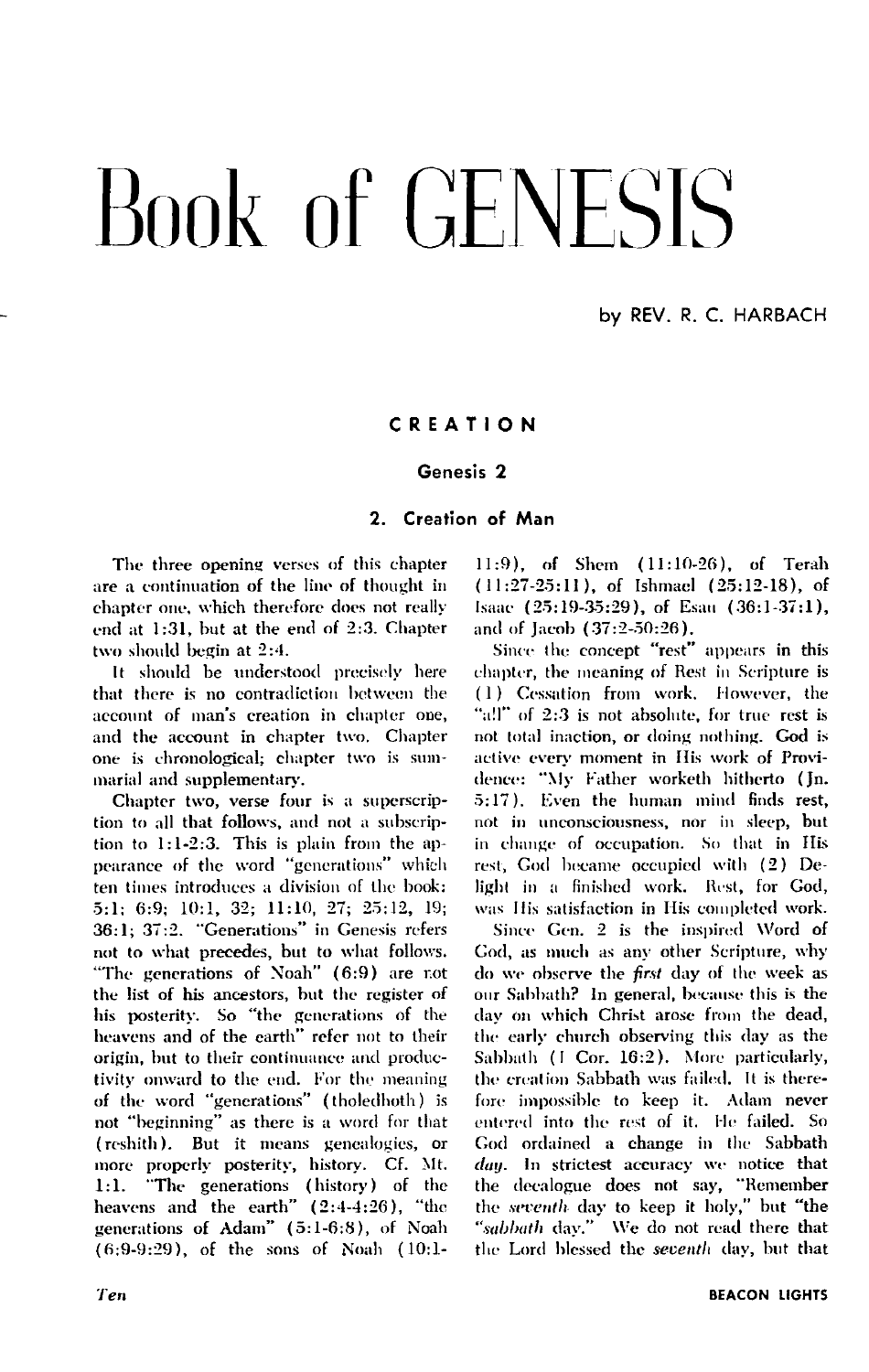# Book of GENESIS

by REV. R. C. HARBACH

## CREATION

### Genesis 2

### 2. Creation of Man

The three opening verses of this chapter are a continuation of the line of thought in chapter one, which therefore does not really end at 1:31, but at the end of 2:3. Chapter two should begin at 2:4.

It should be understood precisely here that there is no contradiction between the account of man's creation in chapter one, and the account in chapter two. Chapter one is chronological; chapter two is summarial and supplementary.

Chapter two, verse four is a superscription to all that follows, and not a subscription to 1:1-2:3. This is plain from the appearance of the word "generations" which ten times introduces a division of the book: 5:1; 6:9; 10:1, 32; 11:10, 27; 25:12, 19; 36:1; 37:2. "Generations" in Genesis refers not to what precedes, but to what follows. "The generations of Noah" (6:9) are not the list of his ancestors, but the register of his posterity. So "the generations of the heavens and of the earth" refer not to their origin, but to their continuance and productivity onward to the end. For the meaning of the word "generations" (tholedhoth) is not "beginning" as there is a word for that (reshith). But it means genealogies, or more properly posterity, history. Cf. Mt. 1:1. "The generations (history) of the heavens and the earth" (2:4-4:26), "the generations of Adam" (5:1-6:8), of Noah (6:9-9:29), of the sons of Noah (10:1-11:9), of Shem (11:10-26), of Terah (11:27-25:11), of Ishmael (25:12-18), of Isaac (25:19-35:29), of Esau (36:1-37:1), and of Jacob (37:2-50:26).

Since the concept "rest" appears in this chapter, the meaning of Rest in Scripture is (1) Cessation from work. However, the "all" of 2:3 is not absolute, for true rest is not total inaction, or doing nothing. God is active every moment in His work of Providence: "My Father worketh hitherto (Jn. 5:17). Even the human mind finds rest, not in unconsciousness, nor in sleep, but in change of occupation. So that in His rest, God became occupied with (2) Delight in a finished work. Rest, for God, was His satisfaction in His completed work.

Since Gen. 2 is the inspired Word of God, as much as any other Scripture, why do we observe the *first* day of the week as our Sabbath? In general, because this is the day on which Christ arose from the dead, the early church observing this day as the Sabbath (I Cor. 16:2). More particularly, the creation Sabbath was failed. It is therefore impossible to keep it. Adam never entered into the rest of it. He failed. So God ordained a change in the Sabbath *day*. In strictest accuracy we notice that the decalogue does not say, "Remember the *seventh* day to keep it holy," but "the *"sabbath* day." We do not read there that the Lord blessed the *seventh* day, but that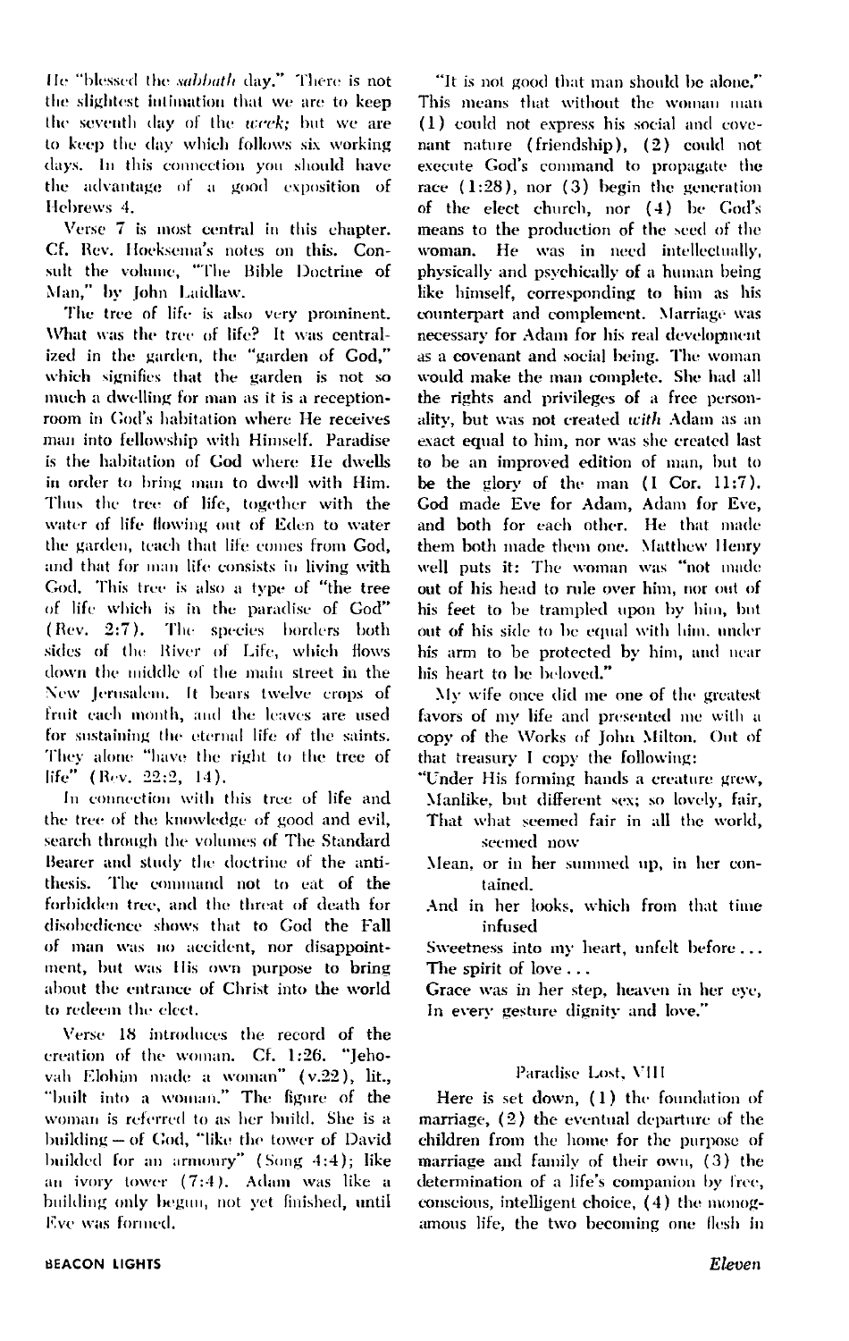He "blessed the *sabbath* day." There is not the slightest intimation that we are to keep the seventh day of the *week*; but we are to keep the day which follows six working days. In this connection you should have the advantage of a good exposition of Hebrews 4.

Verse 7 is most central in this chapter. Cf. Rev. Hoeksema's notes on this. Consult the volume, "The Bible Doctrine of Man," by John Laidlaw.

The tree of life is also very prominent. What was the tree of life? It was centralized in the garden, the "garden of God," which signifies that the garden is not so much a dwelling for man as it is a reception-room in God's habitation where He receives man into fellowship with Himself. Paradise is the habitation of God where He dwells in order to bring man to dwell with Him. Thus the tree of life, together with the water of life flowing out of Eden to water the garden, teach that life comes from God, and that for man life consists in living with God. This tree is also a type of "the tree of life which is in the paradise of God" (Rev. 2:7). The species borders both sides of the River of Life, which flows down the middle of the main street in the New Jerusalem. It bears twelve crops of fruit each month, and the leaves are used for sustaining the eternal life of the saints. They alone "have the right to the tree of life" (Rev. 22:2, 14).

In connection with this tree of life and the tree of the knowledge of good and evil, search through the volumes of The Standard Bearer and study the doctrine of the antithesis. The command not to eat of the forbidden tree, and the threat of death for disobedience shows that to God the Fall of man was no accident, nor disappointment, but was His own purpose to bring about the entrance of Christ into the world to redeem the elect.

Verse 18 introduces the record of the creation of the woman. Cf. 1:26. "Jehovah Elohim made a woman" (v.22), lit., "built into a woman." The figure of the woman is referred to as her build. She is a building – of God, "like the tower of David builded for an armoury" (Song 4:4); like an ivory tower (7:4). Adam was like a building only begun, not yet finished, until Eve was formed.

"It is not good that man should be alone." This means that without the woman man (1) could not express his social and covenant nature (friendship), (2) could not execute God's command to propagate the race (1:28), nor (3) begin the generation of the elect church, nor (4) be God's means to the production of the seed of the woman. He was in need intellectually, physically and psychically of a human being like himself, corresponding to him as his counterpart and complement. Marriage was necessary for Adam for his real development as a covenant and social being. The woman would make the man complete. She had all the rights and privileges of a free personality, but was not created *with* Adam as an exact equal to him, nor was she created last to be an improved edition of man, but to be the glory of the man (I Cor. 11:7). God made Eve for Adam, Adam for Eve, and both for each other. He that made them both made them one. Matthew Henry well puts it: The woman was "not made out of his head to rule over him, nor out of his feet to be trampled upon by him, but out of his side to be equal with him, under his arm to be protected by him, and near his heart to be beloved."

My wife once did me one of the greatest favors of my life and presented me with a copy of the Works of John Milton. Out of that treasury I copy the following:

"Under His forming hands a creature grew,
Manlike, but different sex; so lovely, fair,
That what seemed fair in all the world, seemed now
Mean, or in her summed up, in her contained.
And in her looks, which from that time infused
Sweetness into my heart, unfelt before . . .
The spirit of love . . .
Grace was in her step, heaven in her eye,
In every gesture dignity and love."

Paradise Lost, VIII

Here is set down, (1) the foundation of marriage, (2) the eventual departure of the children from the home for the purpose of marriage and family of their own, (3) the determination of a life's companion by free, conscious, intelligent choice, (4) the monogamous life, the two becoming one flesh in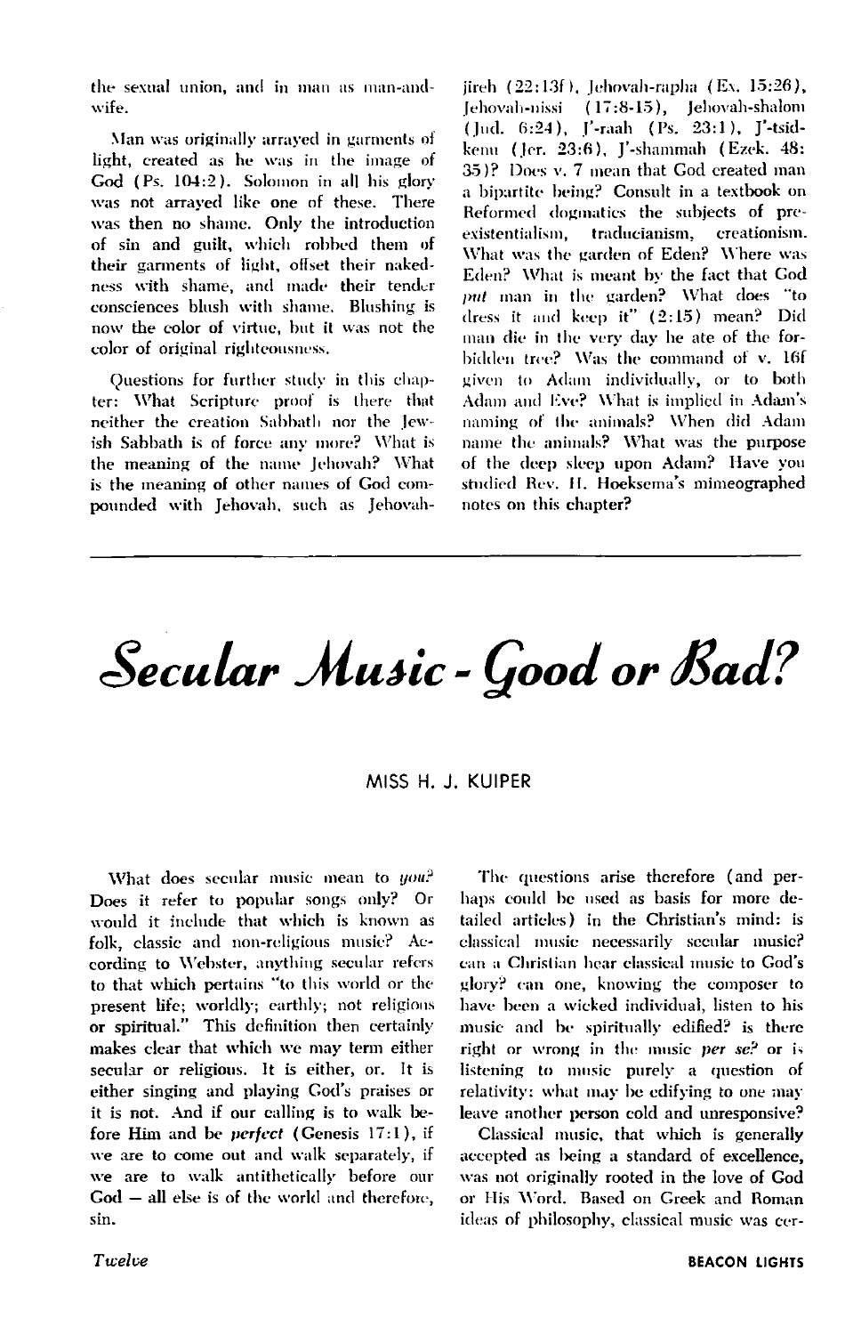the sexual union, and in man as man-and-wife.

Man was originally arrayed in garments of light, created as he was in the image of God (Ps. 104:2). Solomon in all his glory was not arrayed like one of these. There was then no shame. Only the introduction of sin and guilt, which robbed them of their garments of light, offset their nakedness with shame, and made their tender consciences blush with shame. Blushing is now the color of virtue, but it was not the color of original righteousness.

Questions for further study in this chapter: What Scripture proof is there that neither the creation Sabbath nor the Jewish Sabbath is of force any more? What is the meaning of the name Jehovah? What is the meaning of other names of God compounded with Jehovah, such as Jehovah-jireh (22:13f), Jehovah-rapha (Ex. 15:26), Jehovah-nissi (17:8-15), Jehovah-shalom (Jud. 6:24), J'-raah (Ps. 23:1), J'-tsidkenu (Jer. 23:6), J'-shammah (Ezek. 48:35)? Does v. 7 mean that God created man a bipartite being? Consult in a textbook on Reformed dogmatics the subjects of pre-existentialism, traducianism, creationism. What was the garden of Eden? Where was Eden? What is meant by the fact that God *put* man in the garden? What does "to dress it and keep it" (2:15) mean? Did man die in the very day he ate of the forbidden tree? Was the command of v. 16f given to Adam individually, or to both Adam and Eve? What is implied in Adam's naming of the animals? When did Adam name the animals? What was the purpose of the deep sleep upon Adam? Have you studied Rev. H. Hoeksema's mimeographed notes on this chapter?

---

# Secular Music - Good or Bad?

MISS H. J. KUIPER

What does secular music mean to *you*? Does it refer to popular songs only? Or would it include that which is known as folk, classic and non-religious music? According to Webster, anything secular refers to that which pertains "to this world or the present life; worldly; earthly; not religious or spiritual." This definition then certainly makes clear that which we may term either secular or religious. It is either, or. It is either singing and playing God's praises or it is not. And if our calling is to walk before Him and be *perfect* (Genesis 17:1), if we are to come out and walk separately, if we are to walk antithetically before our God — all else is of the world and therefore, sin.

The questions arise therefore (and perhaps could be used as basis for more detailed articles) in the Christian's mind: is classical music necessarily secular music? can a Christian hear classical music to God's glory? can one, knowing the composer to have been a wicked individual, listen to his music and be spiritually edified? is there right or wrong in the music *per se*? or is listening to music purely a question of relativity: what may be edifying to one may leave another person cold and unresponsive?

Classical music, that which is generally accepted as being a standard of excellence, was not originally rooted in the love of God or His Word. Based on Greek and Roman ideas of philosophy, classical music was cer-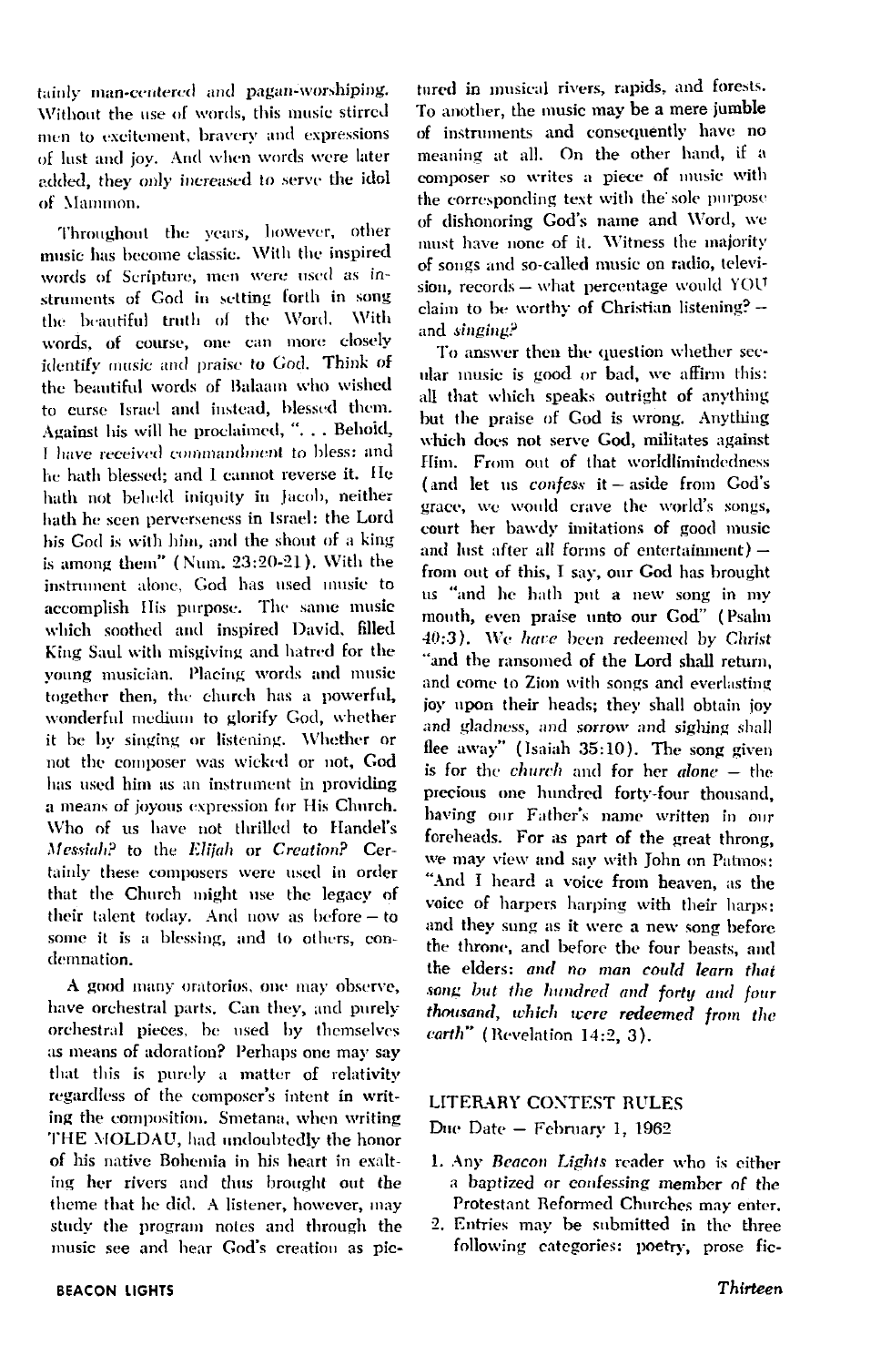tainly man-centered and pagan-worshiping. Without the use of words, this music stirred men to excitement, bravery and expressions of lust and joy. And when words were later added, they only increased to serve the idol of Mammon.

Throughout the years, however, other music has become classic. With the inspired words of Scripture, men were used as instruments of God in setting forth in song the beautiful truth of the Word. With words, of course, one can more closely identify music and praise to God. Think of the beautiful words of Balaam who wished to curse Israel and instead, blessed them. Against his will he proclaimed, ". . . Behold, I have received commandment to bless: and he hath blessed; and I cannot reverse it. He hath not beheld iniquity in Jacob, neither hath he seen perverseness in Israel: the Lord his God is with him, and the shout of a king is among them" (Num. 23:20-21). With the instrument alone, God has used music to accomplish His purpose. The same music which soothed and inspired David, filled King Saul with misgiving and hatred for the young musician. Placing words and music together then, the church has a powerful, wonderful medium to glorify God, whether it be by singing or listening. Whether or not the composer was wicked or not, God has used him as an instrument in providing a means of joyous expression for His Church. Who of us have not thrilled to Handel's *Messiah*? to the *Elijah* or *Creation*? Certainly these composers were used in order that the Church might use the legacy of their talent today. And now as before – to some it is a blessing, and to others, condemnation.

A good many oratorios, one may observe, have orchestral parts. Can they, and purely orchestral pieces, be used by themselves as means of adoration? Perhaps one may say that this is purely a matter of relativity regardless of the composer's intent in writing the composition. Smetana, when writing THE MOLDAU, had undoubtedly the honor of his native Bohemia in his heart in exalting her rivers and thus brought out the theme that he did. A listener, however, may study the program notes and through the music see and hear God's creation as pictured in musical rivers, rapids, and forests. To another, the music may be a mere jumble of instruments and consequently have no meaning at all. On the other hand, if a composer so writes a piece of music with the corresponding text with the sole purpose of dishonoring God's name and Word, we must have none of it. Witness the majority of songs and so-called music on radio, television, records – what percentage would YOU claim to be worthy of Christian listening? – and *singing*?

To answer then the question whether secular music is good or bad, we affirm this: all that which speaks outright of anything but the praise of God is wrong. Anything which does not serve God, militates against Him. From out of that worldlimindedness (and let us *confess* it – aside from God's grace, we would crave the world's songs, court her bawdy imitations of good music and lust after all forms of entertainment) – from out of this, I say, our God has brought us "and he hath put a new song in my mouth, even praise unto our God" (Psalm 40:3). We *have* been redeemed by Christ "and the ransomed of the Lord shall return, and come to Zion with songs and everlasting joy upon their heads; they shall obtain joy and gladness, and sorrow and sighing shall flee away" (Isaiah 35:10). The song given is for the *church* and for her *alone* – the precious one hundred forty-four thousand, having our Father's name written in our foreheads. For as part of the great throng, we may view and say with John on Patmos: "And I heard a voice from heaven, as the voice of harpers harping with their harps: and they sung as it were a new song before the throne, and before the four beasts, and the elders: *and no man could learn that song but the hundred and forty and four thousand, which were redeemed from the earth*" (Revelation 14:2, 3).

## LITERARY CONTEST RULES

Due Date – February 1, 1962

1. Any *Beacon Lights* reader who is either a baptized or confessing member of the Protestant Reformed Churches may enter.
2. Entries may be submitted in the three following categories: poetry, prose fic-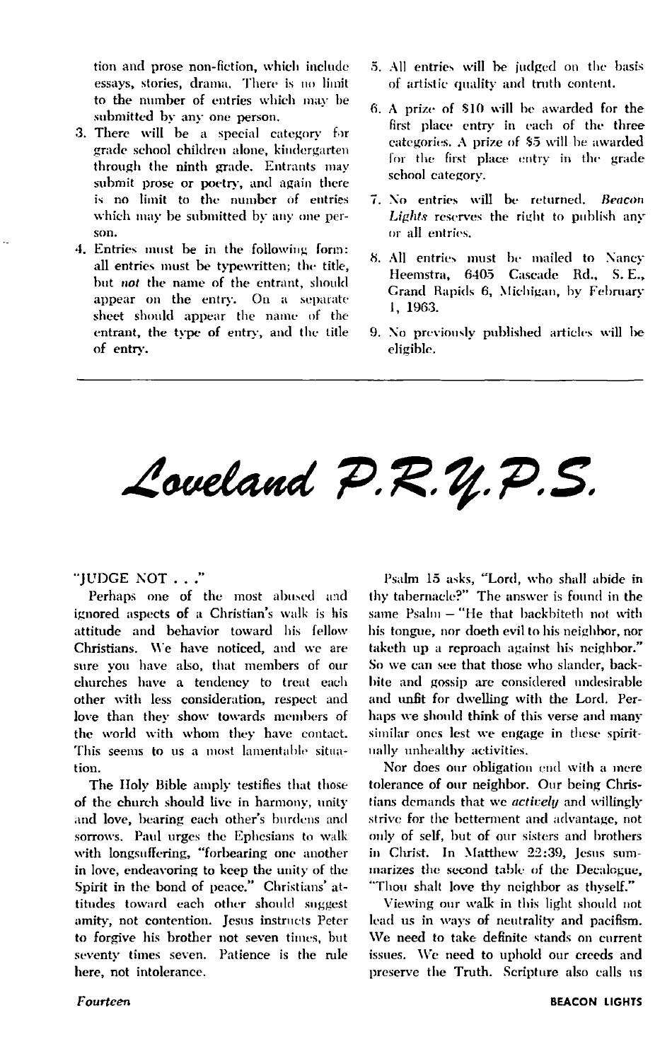tion and prose non-fiction, which include essays, stories, drama. There is no limit to the number of entries which may be submitted by any one person.

3. There will be a special category for grade school children alone, kindergarten through the ninth grade. Entrants may submit prose or poetry, and again there is no limit to the number of entries which may be submitted by any one person.
4. Entries must be in the following form: all entries must be typewritten; the title, but *not* the name of the entrant, should appear on the entry. On a separate sheet should appear the name of the entrant, the type of entry, and the title of entry.
5. All entries will be judged on the basis of artistic quality and truth content.
6. A prize of $10 will be awarded for the first place entry in each of the three categories. A prize of $5 will be awarded for the first place entry in the grade school category.
7. No entries will be returned. *Beacon Lights* reserves the right to publish any or all entries.
8. All entries must be mailed to Nancy Heemstra, 6405 Cascade Rd., S. E., Grand Rapids 6, Michigan, by February 1, 1963.
9. No previously published articles will be eligible.

---

# Loveland P.R.Y.P.S.

"JUDGE NOT . . ."

Perhaps one of the most abused and ignored aspects of a Christian's walk is his attitude and behavior toward his fellow Christians. We have noticed, and we are sure you have also, that members of our churches have a tendency to treat each other with less consideration, respect and love than they show towards members of the world with whom they have contact. This seems to us a most lamentable situation.

The Holy Bible amply testifies that those of the church should live in harmony, unity and love, bearing each other's burdens and sorrows. Paul urges the Ephesians to walk with longsuffering, "forbearing one another in love, endeavoring to keep the unity of the Spirit in the bond of peace." Christians' attitudes toward each other should suggest amity, not contention. Jesus instructs Peter to forgive his brother not seven times, but seventy times seven. Patience is the rule here, not intolerance.

Psalm 15 asks, "Lord, who shall abide in thy tabernacle?" The answer is found in the same Psalm – "He that backbiteth not with his tongue, nor doeth evil to his neighbor, nor taketh up a reproach against his neighbor." So we can see that those who slander, backbite and gossip are considered undesirable and unfit for dwelling with the Lord. Perhaps we should think of this verse and many similar ones lest we engage in these spiritually unhealthy activities.

Nor does our obligation end with a mere tolerance of our neighbor. Our being Christians demands that we *actively* and willingly strive for the betterment and advantage, not only of self, but of our sisters and brothers in Christ. In Matthew 22:39, Jesus summarizes the second table of the Decalogue, "Thou shalt love thy neighbor as thyself."

Viewing our walk in this light should not lead us in ways of neutrality and pacifism. We need to take definite stands on current issues. We need to uphold our creeds and preserve the Truth. Scripture also calls us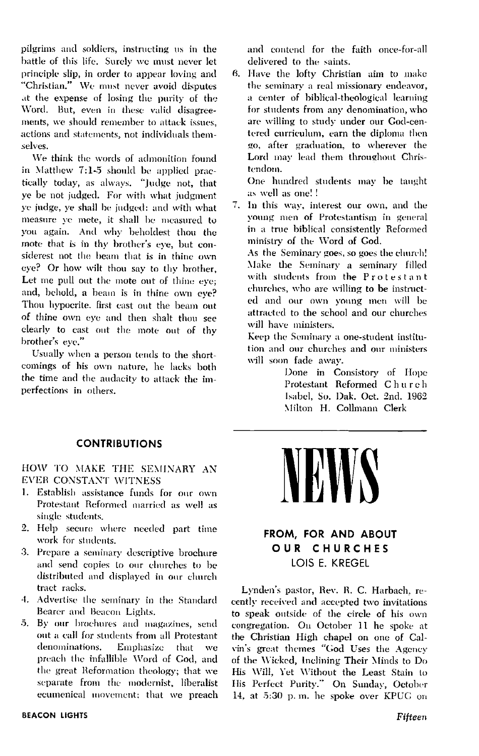pilgrims and soldiers, instructing us in the battle of this life. Surely we must never let principle slip, in order to appear loving and "Christian." We must never avoid disputes at the expense of losing the purity of the Word. But, even in these valid disagreements, we should remember to attack issues, actions and statements, not individuals themselves.

We think the words of admonition found in Matthew 7:1-5 should be applied practically today, as always. "Judge not, that ye be not judged. For with what judgment ye judge, ye shall be judged: and with what measure ye mete, it shall be measured to you again. And why beholdest thou the mote that is in thy brother's eye, but considerest not the beam that is in thine own eye? Or how wilt thou say to thy brother, Let me pull out the mote out of thine eye; and, behold, a beam is in thine own eye? Thou hypocrite, first cast out the beam out of thine own eye and then shalt thou see clearly to cast out the mote out of thy brother's eye."

Usually when a person tends to the shortcomings of his own nature, he lacks both the time and the audacity to attack the imperfections in others.

## CONTRIBUTIONS

### HOW TO MAKE THE SEMINARY AN EVER CONSTANT WITNESS

1. Establish assistance funds for our own Protestant Reformed married as well as single students.
2. Help secure where needed part time work for students.
3. Prepare a seminary descriptive brochure and send copies to our churches to be distributed and displayed in our church tract racks.
4. Advertise the seminary in the Standard Bearer and Beacon Lights.
5. By our brochures and magazines, send out a call for students from all Protestant denominations. Emphasize that we preach the infallible Word of God, and the great Reformation theology; that we separate from the modernist, liberalist ecumenical movement; that we preach and contend for the faith once-for-all delivered to the saints.
6. Have the lofty Christian aim to make the seminary a real missionary endeavor, a center of biblical-theological learning for students from any denomination, who are willing to study under our God-centered curriculum, earn the diploma then go, after graduation, to wherever the Lord may lead them throughout Christendom.

   One hundred students may be taught as well as one!!
7. In this way, interest our own, and the young men of Protestantism in general in a true biblical consistently Reformed ministry of the Word of God.

   As the Seminary goes, so goes the church! Make the Seminary a seminary filled with students from the Protestant churches, who are willing to be instructed and our own young men will be attracted to the school and our churches will have ministers.

   Keep the Seminary a one-student institution and our churches and our ministers will soon fade away.

Done in Consistory of Hope Protestant Reformed Church
Isabel, So. Dak. Oct. 2nd. 1962
Milton H. Collmann Clerk

# NEWS

## FROM, FOR AND ABOUT OUR CHURCHES

LOIS E. KREGEL

Lynden's pastor, Rev. R. C. Harbach, recently received and accepted two invitations to speak outside of the circle of his own congregation. On October 11 he spoke at the Christian High chapel on one of Calvin's great themes "God Uses the Agency of the Wicked, Inclining Their Minds to Do His Will, Yet Without the Least Stain to His Perfect Purity." On Sunday, October 14, at 5:30 p.m. he spoke over KPUG on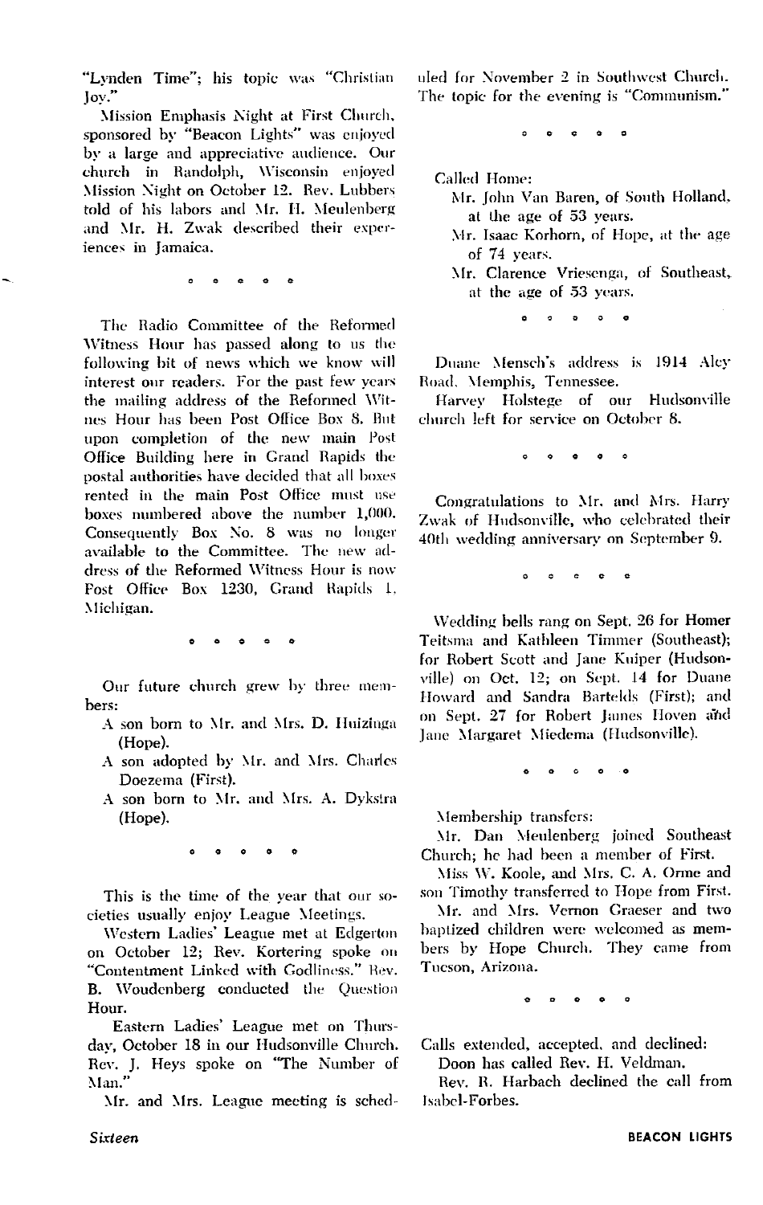"Lynden Time"; his topic was "Christian Joy."

Mission Emphasis Night at First Church, sponsored by "Beacon Lights" was enjoyed by a large and appreciative audience. Our church in Randolph, Wisconsin enjoyed Mission Night on October 12. Rev. Lubbers told of his labors and Mr. H. Meulenberg and Mr. H. Zwak described their experiences in Jamaica.

° ° ° ° °

The Radio Committee of the Reformed Witness Hour has passed along to us the following bit of news which we know will interest our readers. For the past few years the mailing address of the Reformed Witnes Hour has been Post Office Box 8. But upon completion of the new main Post Office Building here in Grand Rapids the postal authorities have decided that all boxes rented in the main Post Office must use boxes numbered above the number 1,000. Consequently Box No. 8 was no longer available to the Committee. The new address of the Reformed Witness Hour is now Post Office Box 1230, Grand Rapids 1, Michigan.

° ° ° ° °

Our future church grew by three members:

- A son born to Mr. and Mrs. D. Huizinga (Hope).
- A son adopted by Mr. and Mrs. Charles Doezema (First).
- A son born to Mr. and Mrs. A. Dykstra (Hope).

° ° ° ° °

This is the time of the year that our societies usually enjoy League Meetings.

Western Ladies' League met at Edgerton on October 12; Rev. Kortering spoke on "Contentment Linked with Godliness." Rev. B. Woudenberg conducted the Question Hour.

Eastern Ladies' League met on Thursday, October 18 in our Hudsonville Church. Rev. J. Heys spoke on "The Number of Man."

Mr. and Mrs. League meeting is scheduled for November 2 in Southwest Church. The topic for the evening is "Communism."

° ° ° ° °

Called Home:

- Mr. John Van Baren, of South Holland, at the age of 53 years.
- Mr. Isaac Korhorn, of Hope, at the age of 74 years.
- Mr. Clarence Vriesenga, of Southeast, at the age of 53 years.

° ° ° ° °

Duane Mensch's address is 1914 Aley Road, Memphis, Tennessee.

Harvey Holstege of our Hudsonville church left for service on October 8.

° ° ° ° °

Congratulations to Mr. and Mrs. Harry Zwak of Hudsonville, who celebrated their 40th wedding anniversary on September 9.

° ° ° ° °

Wedding bells rang on Sept. 26 for Homer Teitsma and Kathleen Timmer (Southeast); for Robert Scott and Jane Kuiper (Hudsonville) on Oct. 12; on Sept. 14 for Duane Howard and Sandra Bartelds (First); and on Sept. 27 for Robert James Hoven and Jane Margaret Miedema (Hudsonville).

° ° ° ° °

Membership transfers:

Mr. Dan Meulenberg joined Southeast Church; he had been a member of First.

Miss W. Koole, and Mrs. C. A. Orme and son Timothy transferred to Hope from First.

Mr. and Mrs. Vernon Graeser and two baptized children were welcomed as members by Hope Church. They came from Tucson, Arizona.

° ° ° ° °

Calls extended, accepted, and declined:

Doon has called Rev. H. Veldman.

Rev. R. Harbach declined the call from Isabel-Forbes.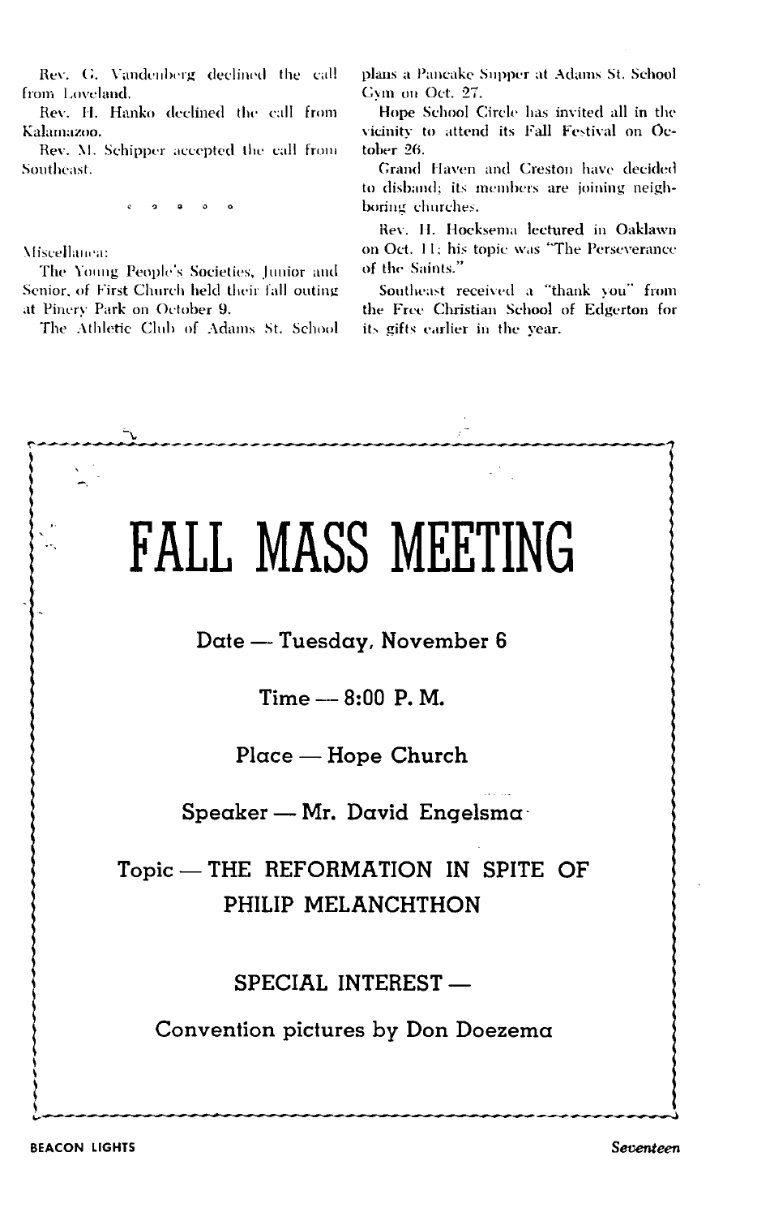Rev. G. Vandenberg declined the call from Loveland.

Rev. H. Hanko declined the call from Kalamazoo.

Rev. M. Schipper accepted the call from Southeast.

° ° ° ° °

Miscellanea:

The Young People's Societies, Junior and Senior, of First Church held their fall outing at Pinery Park on October 9.

The Athletic Club of Adams St. School plans a Pancake Supper at Adams St. School Gym on Oct. 27.

Hope School Circle has invited all in the vicinity to attend its Fall Festival on October 26.

Grand Haven and Creston have decided to disband; its members are joining neighboring churches.

Rev. H. Hoeksema lectured in Oaklawn on Oct. 11; his topic was "The Perseverance of the Saints."

Southeast received a "thank you" from the Free Christian School of Edgerton for its gifts earlier in the year.

# FALL MASS MEETING

Date — Tuesday, November 6

Time — 8:00 P. M.

Place — Hope Church

Speaker — Mr. David Engelsma

Topic — THE REFORMATION IN SPITE OF PHILIP MELANCHTHON

SPECIAL INTEREST —

Convention pictures by Don Doezema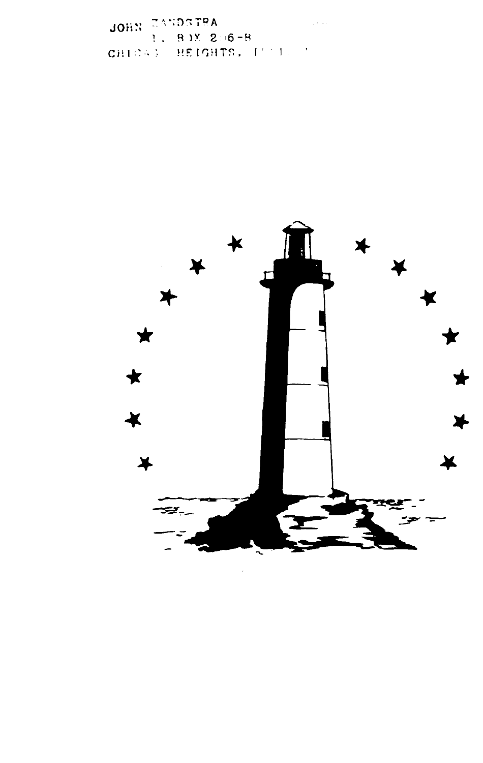JOHN ZANDSTRA
R. BOX 2_6-B
CHICAGO HEIGHTS, ILL.